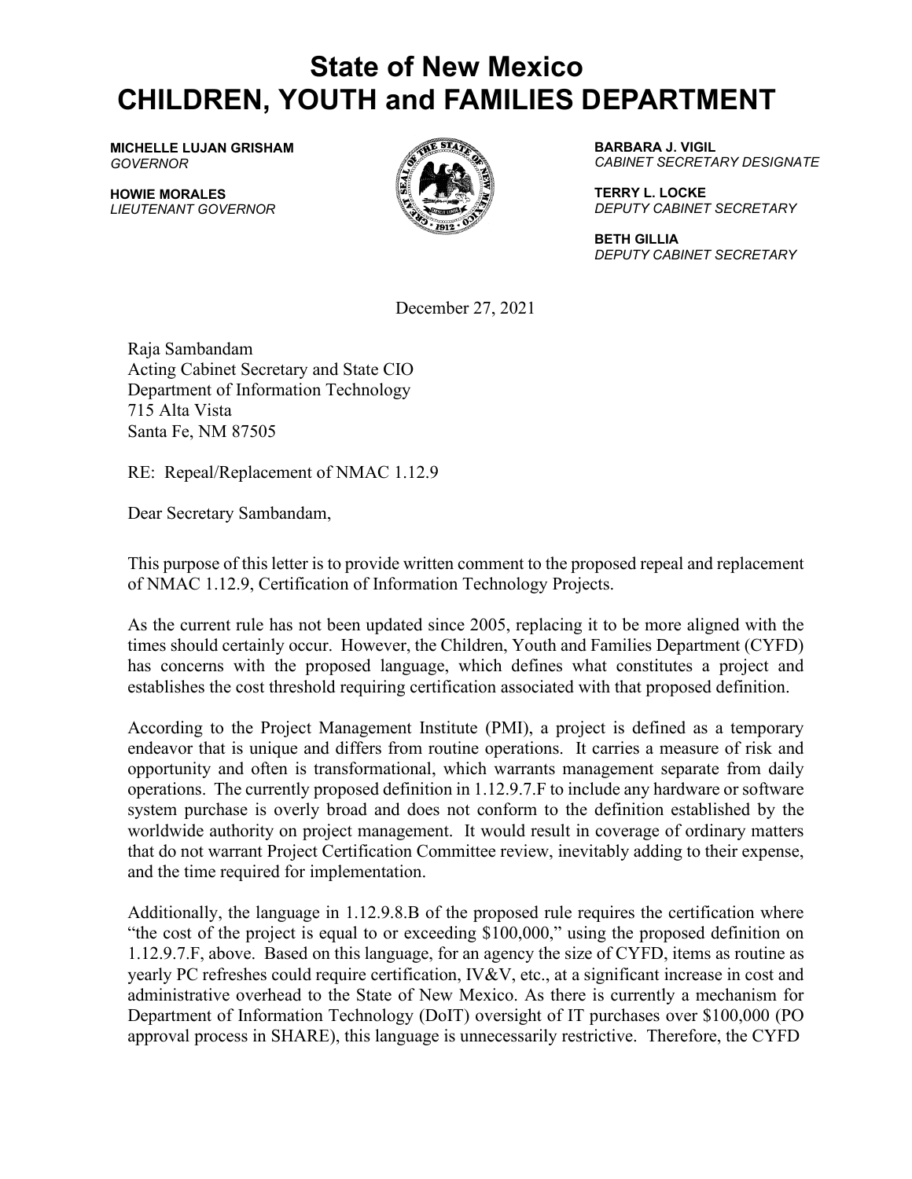# State of New Mexico
# CHILDREN, YOUTH and FAMILIES DEPARTMENT

**MICHELLE LUJAN GRISHAM**
*GOVERNOR*

**HOWIE MORALES**
*LIEUTENANT GOVERNOR*

**BARBARA J. VIGIL**
*CABINET SECRETARY DESIGNATE*

**TERRY L. LOCKE**
*DEPUTY CABINET SECRETARY*

**BETH GILLIA**
*DEPUTY CABINET SECRETARY*

December 27, 2021

Raja Sambandam
Acting Cabinet Secretary and State CIO
Department of Information Technology
715 Alta Vista
Santa Fe, NM 87505

RE: Repeal/Replacement of NMAC 1.12.9

Dear Secretary Sambandam,

This purpose of this letter is to provide written comment to the proposed repeal and replacement of NMAC 1.12.9, Certification of Information Technology Projects.

As the current rule has not been updated since 2005, replacing it to be more aligned with the times should certainly occur. However, the Children, Youth and Families Department (CYFD) has concerns with the proposed language, which defines what constitutes a project and establishes the cost threshold requiring certification associated with that proposed definition.

According to the Project Management Institute (PMI), a project is defined as a temporary endeavor that is unique and differs from routine operations. It carries a measure of risk and opportunity and often is transformational, which warrants management separate from daily operations. The currently proposed definition in 1.12.9.7.F to include any hardware or software system purchase is overly broad and does not conform to the definition established by the worldwide authority on project management. It would result in coverage of ordinary matters that do not warrant Project Certification Committee review, inevitably adding to their expense, and the time required for implementation.

Additionally, the language in 1.12.9.8.B of the proposed rule requires the certification where "the cost of the project is equal to or exceeding $100,000," using the proposed definition on 1.12.9.7.F, above. Based on this language, for an agency the size of CYFD, items as routine as yearly PC refreshes could require certification, IV&V, etc., at a significant increase in cost and administrative overhead to the State of New Mexico. As there is currently a mechanism for Department of Information Technology (DoIT) oversight of IT purchases over $100,000 (PO approval process in SHARE), this language is unnecessarily restrictive. Therefore, the CYFD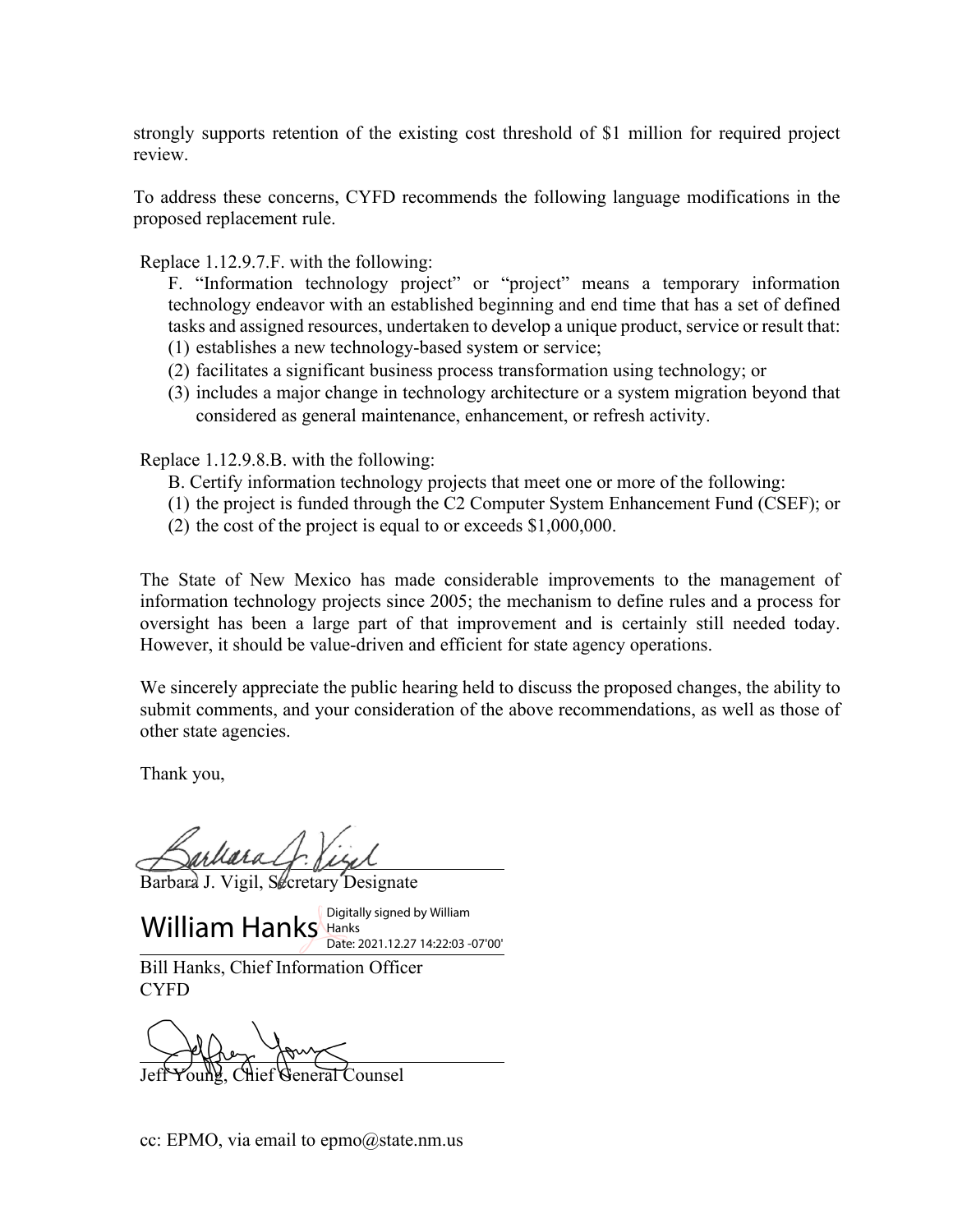strongly supports retention of the existing cost threshold of $1 million for required project review.

To address these concerns, CYFD recommends the following language modifications in the proposed replacement rule.

Replace 1.12.9.7.F. with the following:

F. "Information technology project" or "project" means a temporary information technology endeavor with an established beginning and end time that has a set of defined tasks and assigned resources, undertaken to develop a unique product, service or result that:

1. establishes a new technology-based system or service;
2. facilitates a significant business process transformation using technology; or
3. includes a major change in technology architecture or a system migration beyond that considered as general maintenance, enhancement, or refresh activity.

Replace 1.12.9.8.B. with the following:

B. Certify information technology projects that meet one or more of the following:

1. the project is funded through the C2 Computer System Enhancement Fund (CSEF); or
2. the cost of the project is equal to or exceeds $1,000,000.

The State of New Mexico has made considerable improvements to the management of information technology projects since 2005; the mechanism to define rules and a process for oversight has been a large part of that improvement and is certainly still needed today. However, it should be value-driven and efficient for state agency operations.

We sincerely appreciate the public hearing held to discuss the proposed changes, the ability to submit comments, and your consideration of the above recommendations, as well as those of other state agencies.

Thank you,

Barbara J. Vigil, Secretary Designate

William Hanks
Digitally signed by William Hanks
Date: 2021.12.27 14:22:03 -07'00'

Bill Hanks, Chief Information Officer
CYFD

Jeff Young, Chief General Counsel

cc: EPMO, via email to epmo@state.nm.us